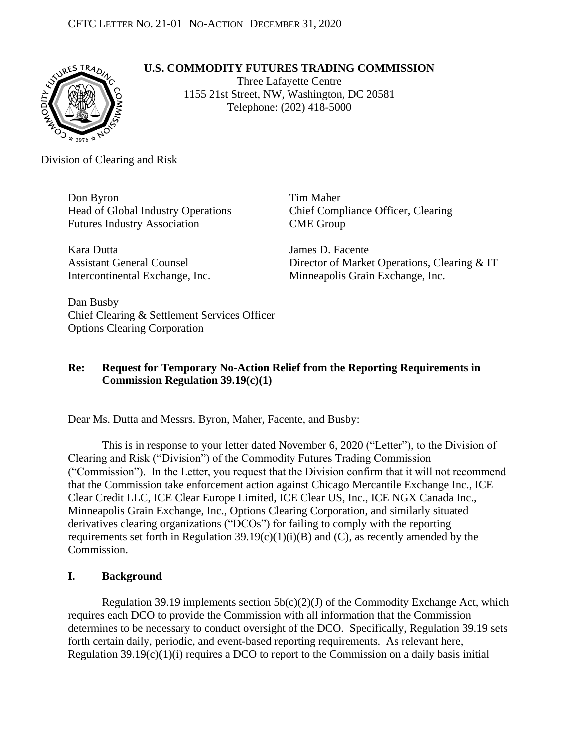CFTC LETTER NO. 21-01 NO-ACTION DECEMBER 31, 2020

**U.S. COMMODITY FUTURES TRADING COMMISSION**
Three Lafayette Centre
1155 21st Street, NW, Washington, DC 20581
Telephone: (202) 418-5000

Division of Clearing and Risk

Don Byron
Head of Global Industry Operations
Futures Industry Association

Tim Maher
Chief Compliance Officer, Clearing
CME Group

Kara Dutta
Assistant General Counsel
Intercontinental Exchange, Inc.

James D. Facente
Director of Market Operations, Clearing & IT
Minneapolis Grain Exchange, Inc.

Dan Busby
Chief Clearing & Settlement Services Officer
Options Clearing Corporation

**Re: Request for Temporary No-Action Relief from the Reporting Requirements in Commission Regulation 39.19(c)(1)**

Dear Ms. Dutta and Messrs. Byron, Maher, Facente, and Busby:

This is in response to your letter dated November 6, 2020 ("Letter"), to the Division of Clearing and Risk ("Division") of the Commodity Futures Trading Commission ("Commission"). In the Letter, you request that the Division confirm that it will not recommend that the Commission take enforcement action against Chicago Mercantile Exchange Inc., ICE Clear Credit LLC, ICE Clear Europe Limited, ICE Clear US, Inc., ICE NGX Canada Inc., Minneapolis Grain Exchange, Inc., Options Clearing Corporation, and similarly situated derivatives clearing organizations ("DCOs") for failing to comply with the reporting requirements set forth in Regulation 39.19(c)(1)(i)(B) and (C), as recently amended by the Commission.

## I. Background

Regulation 39.19 implements section 5b(c)(2)(J) of the Commodity Exchange Act, which requires each DCO to provide the Commission with all information that the Commission determines to be necessary to conduct oversight of the DCO. Specifically, Regulation 39.19 sets forth certain daily, periodic, and event-based reporting requirements. As relevant here, Regulation 39.19(c)(1)(i) requires a DCO to report to the Commission on a daily basis initial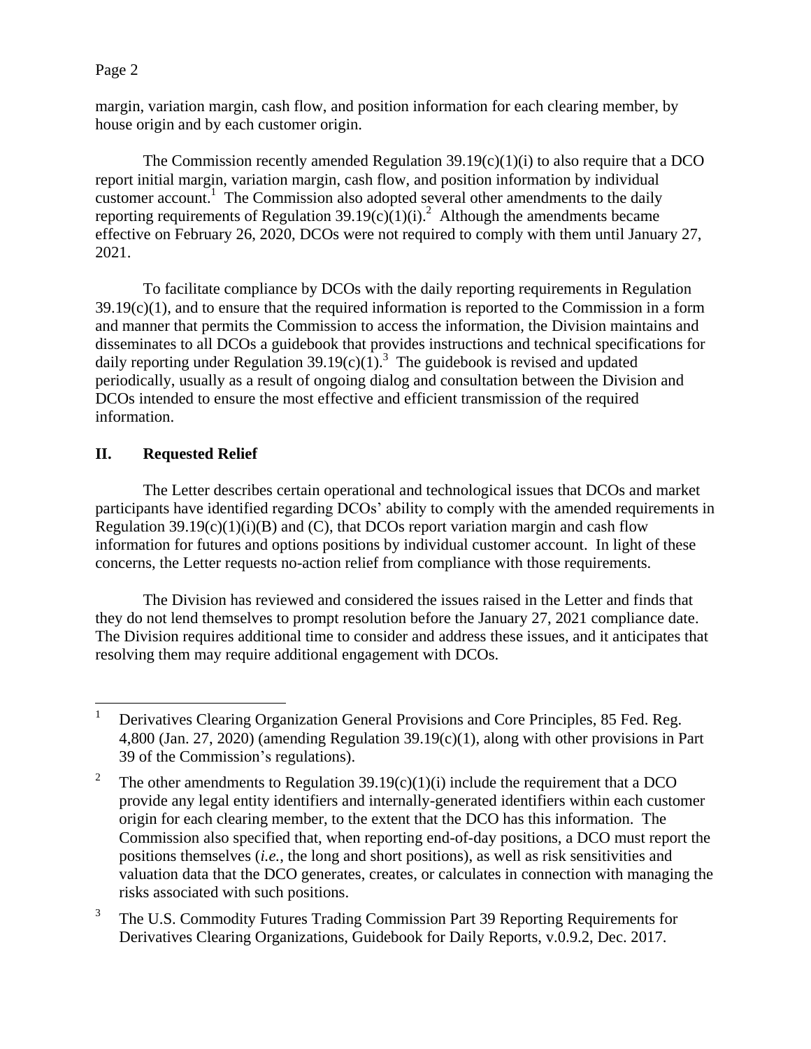margin, variation margin, cash flow, and position information for each clearing member, by house origin and by each customer origin.

The Commission recently amended Regulation 39.19(c)(1)(i) to also require that a DCO report initial margin, variation margin, cash flow, and position information by individual customer account.[1] The Commission also adopted several other amendments to the daily reporting requirements of Regulation 39.19(c)(1)(i).[2] Although the amendments became effective on February 26, 2020, DCOs were not required to comply with them until January 27, 2021.

To facilitate compliance by DCOs with the daily reporting requirements in Regulation 39.19(c)(1), and to ensure that the required information is reported to the Commission in a form and manner that permits the Commission to access the information, the Division maintains and disseminates to all DCOs a guidebook that provides instructions and technical specifications for daily reporting under Regulation 39.19(c)(1).[3] The guidebook is revised and updated periodically, usually as a result of ongoing dialog and consultation between the Division and DCOs intended to ensure the most effective and efficient transmission of the required information.

## II. Requested Relief

The Letter describes certain operational and technological issues that DCOs and market participants have identified regarding DCOs' ability to comply with the amended requirements in Regulation 39.19(c)(1)(i)(B) and (C), that DCOs report variation margin and cash flow information for futures and options positions by individual customer account. In light of these concerns, the Letter requests no-action relief from compliance with those requirements.

The Division has reviewed and considered the issues raised in the Letter and finds that they do not lend themselves to prompt resolution before the January 27, 2021 compliance date. The Division requires additional time to consider and address these issues, and it anticipates that resolving them may require additional engagement with DCOs.

---

[1] Derivatives Clearing Organization General Provisions and Core Principles, 85 Fed. Reg. 4,800 (Jan. 27, 2020) (amending Regulation 39.19(c)(1), along with other provisions in Part 39 of the Commission's regulations).

[2] The other amendments to Regulation 39.19(c)(1)(i) include the requirement that a DCO provide any legal entity identifiers and internally-generated identifiers within each customer origin for each clearing member, to the extent that the DCO has this information. The Commission also specified that, when reporting end-of-day positions, a DCO must report the positions themselves (*i.e.*, the long and short positions), as well as risk sensitivities and valuation data that the DCO generates, creates, or calculates in connection with managing the risks associated with such positions.

[3] The U.S. Commodity Futures Trading Commission Part 39 Reporting Requirements for Derivatives Clearing Organizations, Guidebook for Daily Reports, v.0.9.2, Dec. 2017.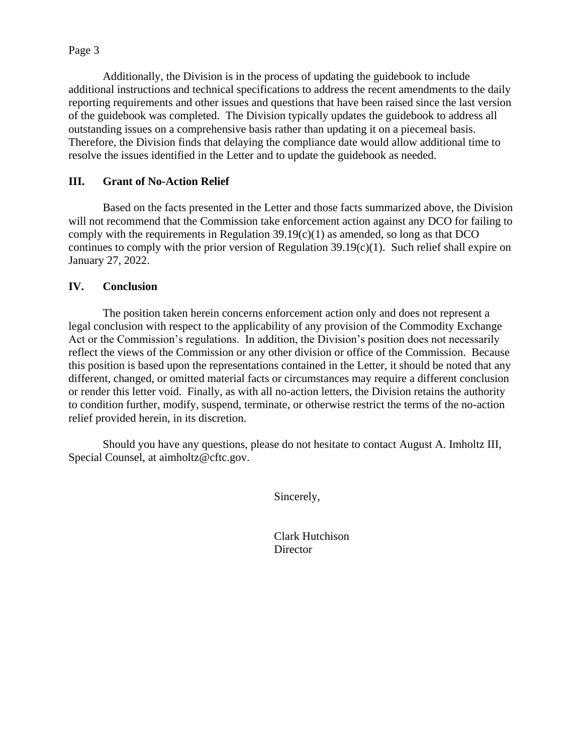Additionally, the Division is in the process of updating the guidebook to include additional instructions and technical specifications to address the recent amendments to the daily reporting requirements and other issues and questions that have been raised since the last version of the guidebook was completed. The Division typically updates the guidebook to address all outstanding issues on a comprehensive basis rather than updating it on a piecemeal basis. Therefore, the Division finds that delaying the compliance date would allow additional time to resolve the issues identified in the Letter and to update the guidebook as needed.

## III. Grant of No-Action Relief

Based on the facts presented in the Letter and those facts summarized above, the Division will not recommend that the Commission take enforcement action against any DCO for failing to comply with the requirements in Regulation 39.19(c)(1) as amended, so long as that DCO continues to comply with the prior version of Regulation 39.19(c)(1). Such relief shall expire on January 27, 2022.

## IV. Conclusion

The position taken herein concerns enforcement action only and does not represent a legal conclusion with respect to the applicability of any provision of the Commodity Exchange Act or the Commission's regulations. In addition, the Division's position does not necessarily reflect the views of the Commission or any other division or office of the Commission. Because this position is based upon the representations contained in the Letter, it should be noted that any different, changed, or omitted material facts or circumstances may require a different conclusion or render this letter void. Finally, as with all no-action letters, the Division retains the authority to condition further, modify, suspend, terminate, or otherwise restrict the terms of the no-action relief provided herein, in its discretion.

Should you have any questions, please do not hesitate to contact August A. Imholtz III, Special Counsel, at aimholtz@cftc.gov.

Sincerely,

Clark Hutchison
Director